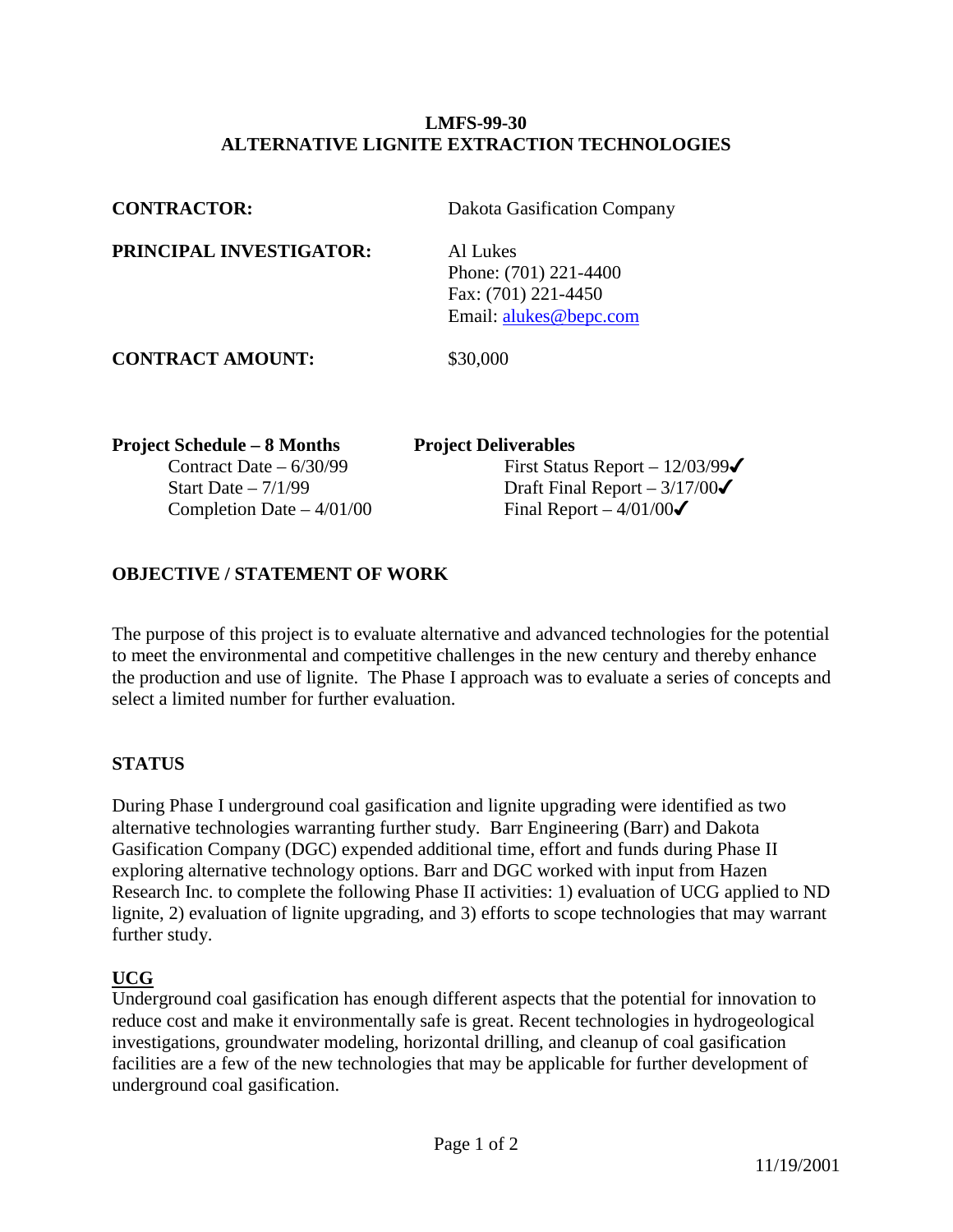# LMFS-99-30
# ALTERNATIVE LIGNITE EXTRACTION TECHNOLOGIES

**CONTRACTOR:** Dakota Gasification Company

**PRINCIPAL INVESTIGATOR:** Al Lukes
Phone: (701) 221-4400
Fax: (701) 221-4450
Email: alukes@bepc.com

**CONTRACT AMOUNT:** $30,000

| **Project Schedule – 8 Months** | **Project Deliverables** |
|---|---|
| Contract Date – 6/30/99 | First Status Report – 12/03/99✓ |
| Start Date – 7/1/99 | Draft Final Report – 3/17/00✓ |
| Completion Date – 4/01/00 | Final Report – 4/01/00✓ |

## OBJECTIVE / STATEMENT OF WORK

The purpose of this project is to evaluate alternative and advanced technologies for the potential to meet the environmental and competitive challenges in the new century and thereby enhance the production and use of lignite. The Phase I approach was to evaluate a series of concepts and select a limited number for further evaluation.

## STATUS

During Phase I underground coal gasification and lignite upgrading were identified as two alternative technologies warranting further study. Barr Engineering (Barr) and Dakota Gasification Company (DGC) expended additional time, effort and funds during Phase II exploring alternative technology options. Barr and DGC worked with input from Hazen Research Inc. to complete the following Phase II activities: 1) evaluation of UCG applied to ND lignite, 2) evaluation of lignite upgrading, and 3) efforts to scope technologies that may warrant further study.

### UCG

Underground coal gasification has enough different aspects that the potential for innovation to reduce cost and make it environmentally safe is great. Recent technologies in hydrogeological investigations, groundwater modeling, horizontal drilling, and cleanup of coal gasification facilities are a few of the new technologies that may be applicable for further development of underground coal gasification.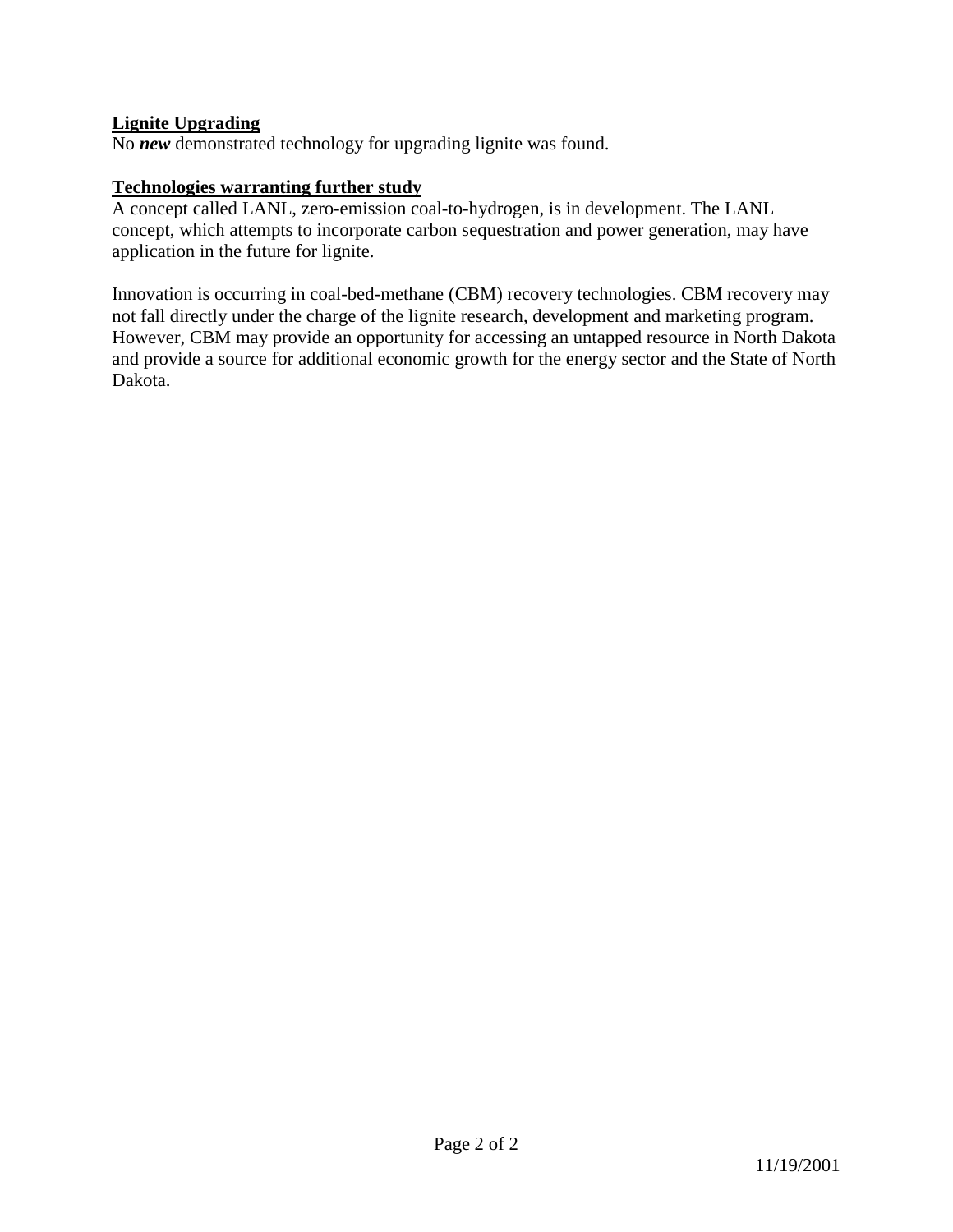**Lignite Upgrading**

No ***new*** demonstrated technology for upgrading lignite was found.

**Technologies warranting further study**

A concept called LANL, zero-emission coal-to-hydrogen, is in development. The LANL concept, which attempts to incorporate carbon sequestration and power generation, may have application in the future for lignite.

Innovation is occurring in coal-bed-methane (CBM) recovery technologies. CBM recovery may not fall directly under the charge of the lignite research, development and marketing program. However, CBM may provide an opportunity for accessing an untapped resource in North Dakota and provide a source for additional economic growth for the energy sector and the State of North Dakota.

11/19/2001